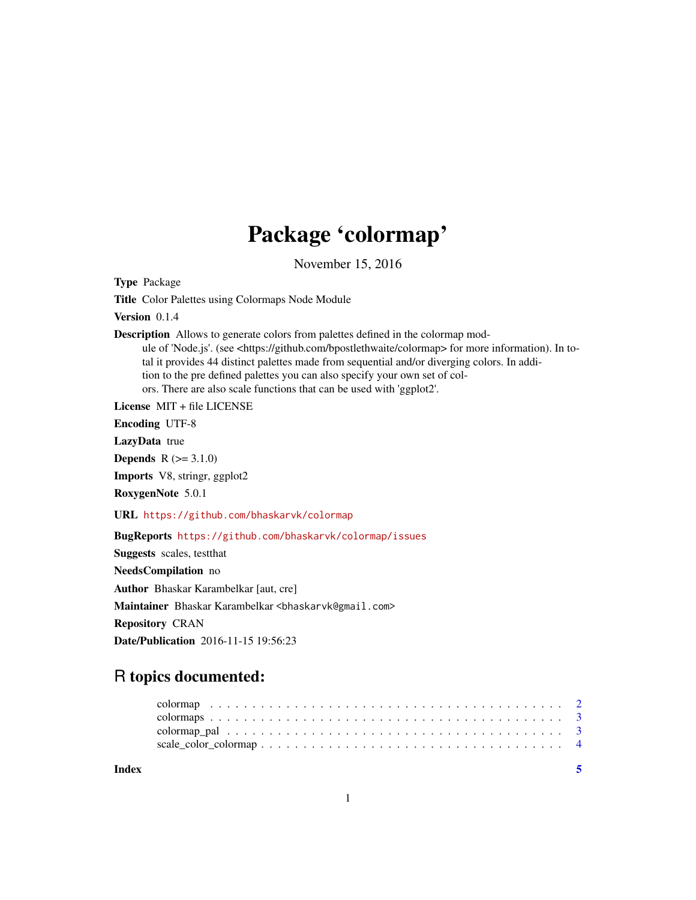# Package 'colormap'

November 15, 2016

**Type** Package

**Title** Color Palettes using Colormaps Node Module

**Version** 0.1.4

**Description** Allows to generate colors from palettes defined in the colormap module of 'Node.js'. (see <https://github.com/bpostlethwaite/colormap> for more information). In total it provides 44 distinct palettes made from sequential and/or diverging colors. In addition to the pre defined palettes you can also specify your own set of colors. There are also scale functions that can be used with 'ggplot2'.

**License** MIT + file LICENSE

**Encoding** UTF-8

**LazyData** true

**Depends** R (>= 3.1.0)

**Imports** V8, stringr, ggplot2

**RoxygenNote** 5.0.1

**URL** https://github.com/bhaskarvk/colormap

**BugReports** https://github.com/bhaskarvk/colormap/issues

**Suggests** scales, testthat

**NeedsCompilation** no

**Author** Bhaskar Karambelkar [aut, cre]

**Maintainer** Bhaskar Karambelkar <bhaskarvk@gmail.com>

**Repository** CRAN

**Date/Publication** 2016-11-15 19:56:23

## R topics documented:

- colormap . . . . . . . . . . . . . . . . . . . . . . . . . . . . . . . . . . . . . . . . . . . 2
- colormaps . . . . . . . . . . . . . . . . . . . . . . . . . . . . . . . . . . . . . . . . . . 3
- colormap_pal . . . . . . . . . . . . . . . . . . . . . . . . . . . . . . . . . . . . . . . . 3
- scale_color_colormap . . . . . . . . . . . . . . . . . . . . . . . . . . . . . . . . . . . 4

**Index** 5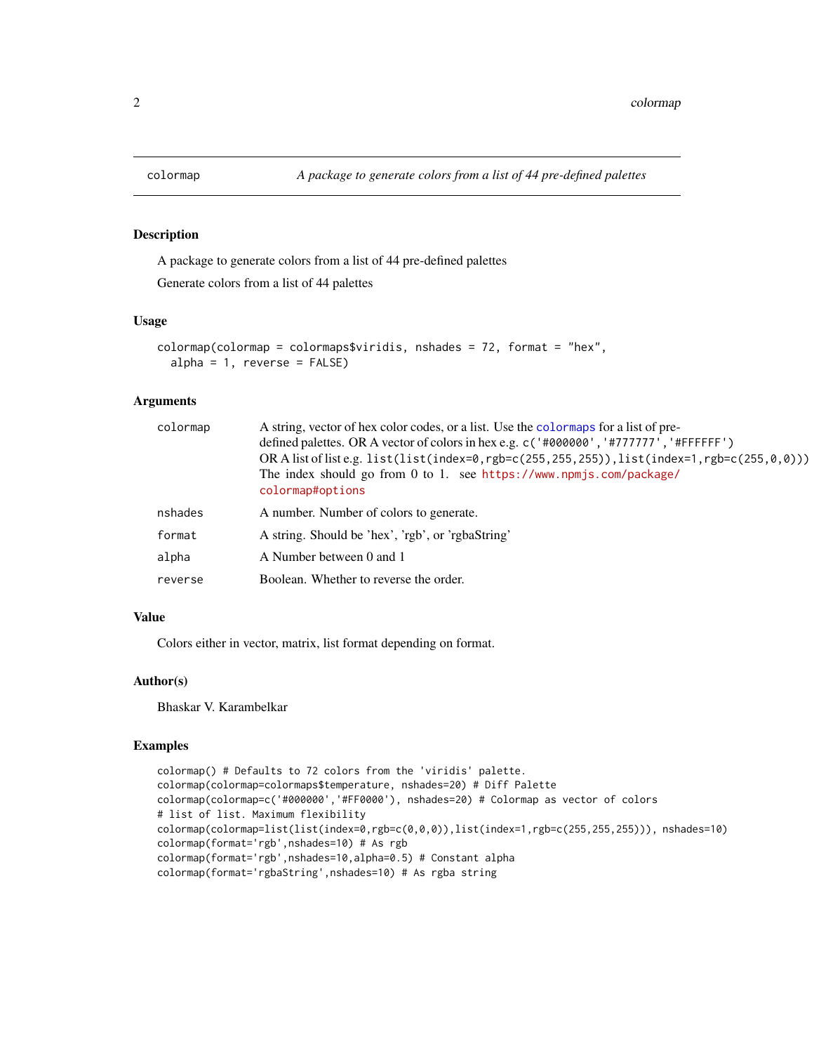## colormap — *A package to generate colors from a list of 44 pre-defined palettes*

### Description

A package to generate colors from a list of 44 pre-defined palettes

Generate colors from a list of 44 palettes

### Usage

```
colormap(colormap = colormaps$viridis, nshades = 72, format = "hex",
  alpha = 1, reverse = FALSE)
```

### Arguments

| | |
|---|---|
| `colormap` | A string, vector of hex color codes, or a list. Use the `colormaps` for a list of pre-defined palettes. OR A vector of colors in hex e.g. `c('#000000','#777777','#FFFFFF')` OR A list of list e.g. `list(list(index=0,rgb=c(255,255,255)),list(index=1,rgb=c(255,0,0)))` The index should go from 0 to 1. see https://www.npmjs.com/package/colormap#options |
| `nshades` | A number. Number of colors to generate. |
| `format` | A string. Should be 'hex', 'rgb', or 'rgbaString' |
| `alpha` | A Number between 0 and 1 |
| `reverse` | Boolean. Whether to reverse the order. |

### Value

Colors either in vector, matrix, list format depending on format.

### Author(s)

Bhaskar V. Karambelkar

### Examples

```
colormap() # Defaults to 72 colors from the 'viridis' palette.
colormap(colormap=colormaps$temperature, nshades=20) # Diff Palette
colormap(colormap=c('#000000','#FF0000'), nshades=20) # Colormap as vector of colors
# list of list. Maximum flexibility
colormap(colormap=list(list(index=0,rgb=c(0,0,0)),list(index=1,rgb=c(255,255,255))), nshades=10)
colormap(format='rgb',nshades=10) # As rgb
colormap(format='rgb',nshades=10,alpha=0.5) # Constant alpha
colormap(format='rgbaString',nshades=10) # As rgba string
```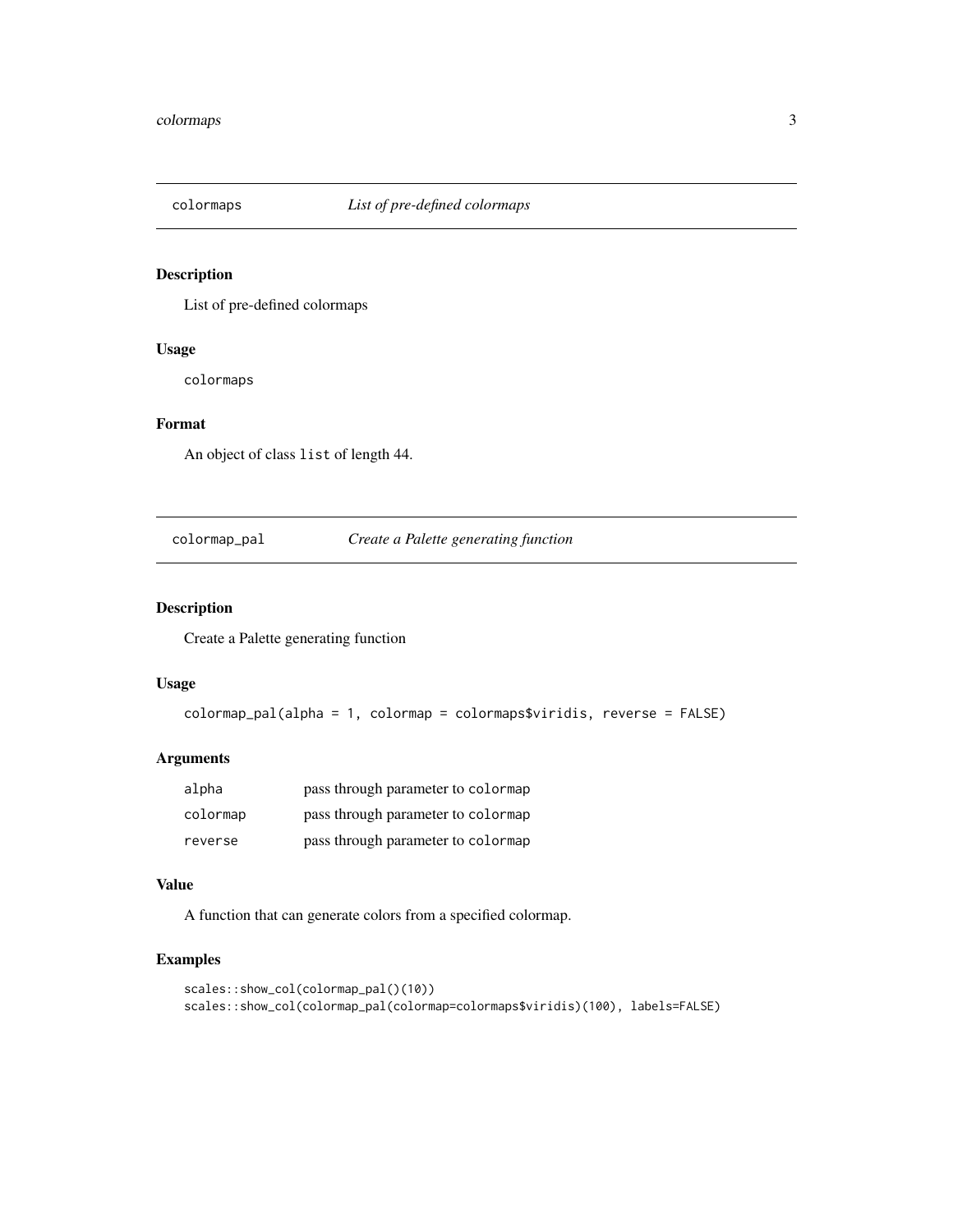## colormaps — *List of pre-defined colormaps*

### Description

List of pre-defined colormaps

### Usage

```
colormaps
```

### Format

An object of class `list` of length 44.

## colormap_pal — *Create a Palette generating function*

### Description

Create a Palette generating function

### Usage

```
colormap_pal(alpha = 1, colormap = colormaps$viridis, reverse = FALSE)
```

### Arguments

| | |
|---|---|
| alpha | pass through parameter to `colormap` |
| colormap | pass through parameter to `colormap` |
| reverse | pass through parameter to `colormap` |

### Value

A function that can generate colors from a specified colormap.

### Examples

```
scales::show_col(colormap_pal()(10))
scales::show_col(colormap_pal(colormap=colormaps$viridis)(100), labels=FALSE)
```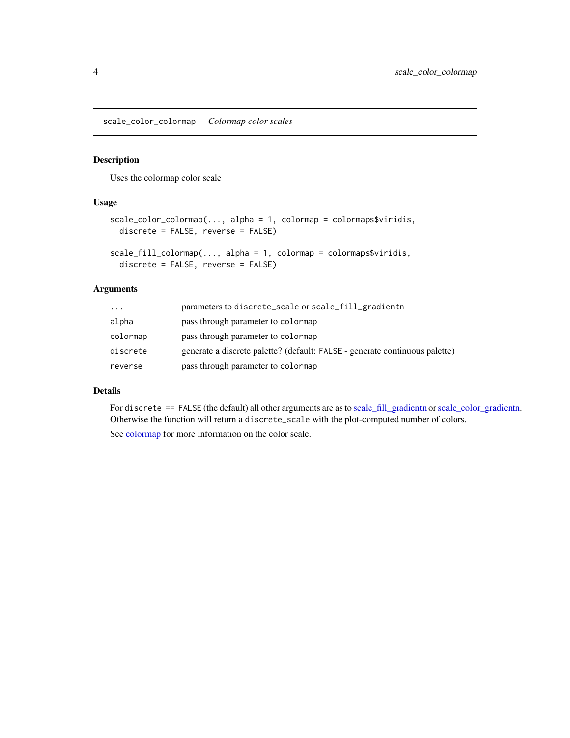## scale_color_colormap *Colormap color scales*

### Description

Uses the colormap color scale

### Usage

```
scale_color_colormap(..., alpha = 1, colormap = colormaps$viridis,
  discrete = FALSE, reverse = FALSE)

scale_fill_colormap(..., alpha = 1, colormap = colormaps$viridis,
  discrete = FALSE, reverse = FALSE)
```

### Arguments

| | |
|---|---|
| `...` | parameters to `discrete_scale` or `scale_fill_gradientn` |
| `alpha` | pass through parameter to `colormap` |
| `colormap` | pass through parameter to `colormap` |
| `discrete` | generate a discrete palette? (default: `FALSE` - generate continuous palette) |
| `reverse` | pass through parameter to `colormap` |

### Details

For `discrete == FALSE` (the default) all other arguments are as to scale_fill_gradientn or scale_color_gradientn. Otherwise the function will return a `discrete_scale` with the plot-computed number of colors.

See colormap for more information on the color scale.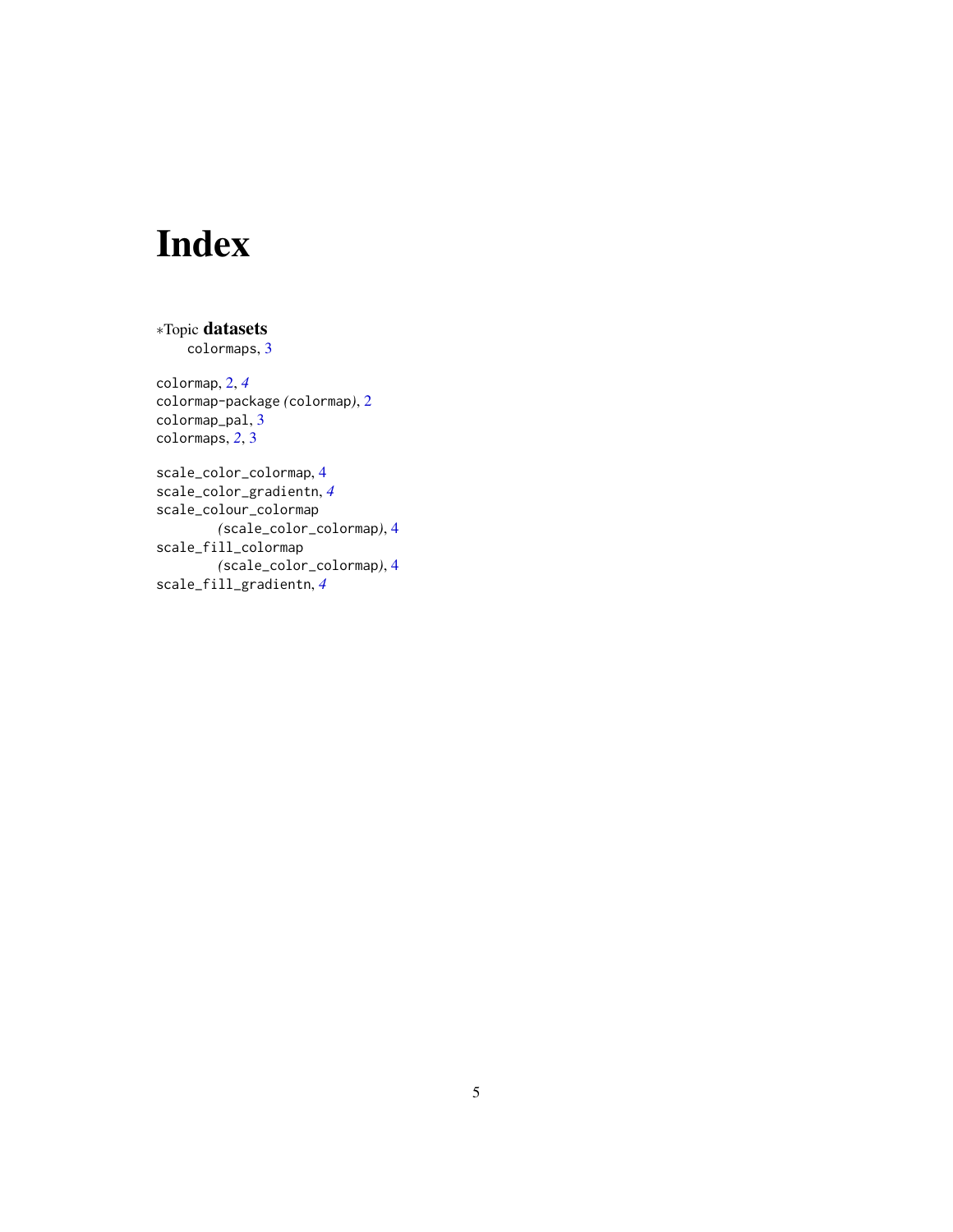# Index

∗Topic **datasets**
    colormaps, 3

colormap, 2, *4*
colormap-package *(*colormap*)*, 2
colormap_pal, 3
colormaps, *2*, 3

scale_color_colormap, 4
scale_color_gradientn, *4*
scale_colour_colormap
        *(*scale_color_colormap*)*, 4
scale_fill_colormap
        *(*scale_color_colormap*)*, 4
scale_fill_gradientn, *4*